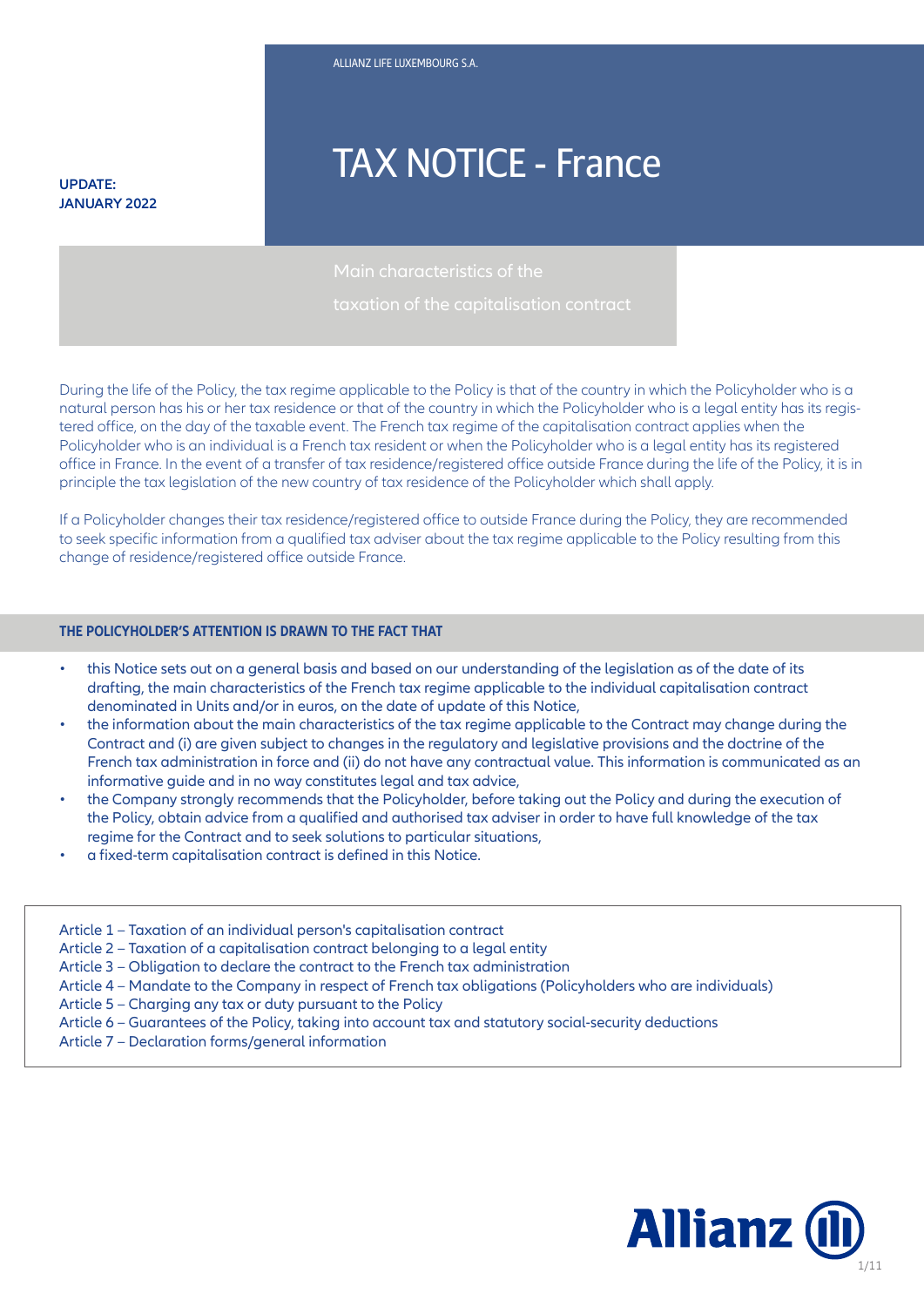ALLIANZ LIFE LUXEMBOURG S.A.

**UPDATE: JANUARY 2022**

# TAX NOTICE - France

## Main characteristics of the taxation of the capitalisation contract

During the life of the Policy, the tax regime applicable to the Policy is that of the country in which the Policyholder who is a natural person has his or her tax residence or that of the country in which the Policyholder who is a legal entity has its registered office, on the day of the taxable event. The French tax regime of the capitalisation contract applies when the Policyholder who is an individual is a French tax resident or when the Policyholder who is a legal entity has its registered office in France. In the event of a transfer of tax residence/registered office outside France during the life of the Policy, it is in principle the tax legislation of the new country of tax residence of the Policyholder which shall apply.

If a Policyholder changes their tax residence/registered office to outside France during the Policy, they are recommended to seek specific information from a qualified tax adviser about the tax regime applicable to the Policy resulting from this change of residence/registered office outside France.

### THE POLICYHOLDER'S ATTENTION IS DRAWN TO THE FACT THAT

- this Notice sets out on a general basis and based on our understanding of the legislation as of the date of its drafting, the main characteristics of the French tax regime applicable to the individual capitalisation contract denominated in Units and/or in euros, on the date of update of this Notice,
- the information about the main characteristics of the tax regime applicable to the Contract may change during the Contract and (i) are given subject to changes in the regulatory and legislative provisions and the doctrine of the French tax administration in force and (ii) do not have any contractual value. This information is communicated as an informative guide and in no way constitutes legal and tax advice,
- the Company strongly recommends that the Policyholder, before taking out the Policy and during the execution of the Policy, obtain advice from a qualified and authorised tax adviser in order to have full knowledge of the tax regime for the Contract and to seek solutions to particular situations,
- a fixed-term capitalisation contract is defined in this Notice.

Article 1 – Taxation of an individual person's capitalisation contract
Article 2 – Taxation of a capitalisation contract belonging to a legal entity
Article 3 – Obligation to declare the contract to the French tax administration
Article 4 – Mandate to the Company in respect of French tax obligations (Policyholders who are individuals)
Article 5 – Charging any tax or duty pursuant to the Policy
Article 6 – Guarantees of the Policy, taking into account tax and statutory social-security deductions
Article 7 – Declaration forms/general information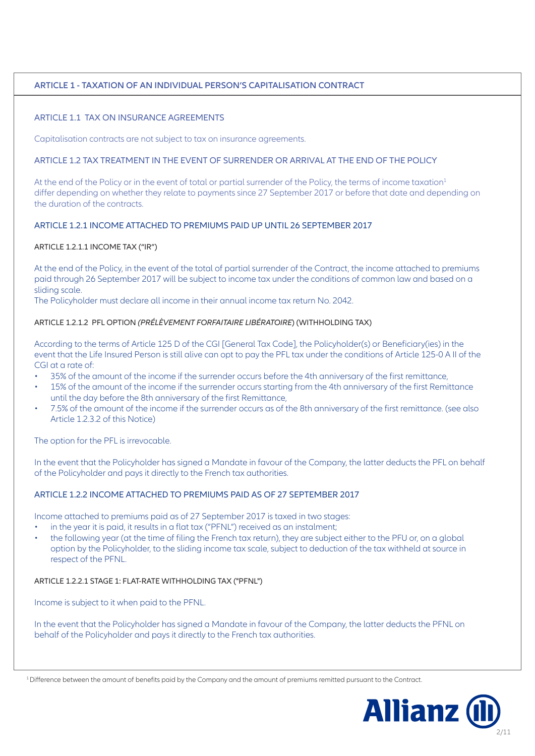## ARTICLE 1 - TAXATION OF AN INDIVIDUAL PERSON'S CAPITALISATION CONTRACT

### ARTICLE 1.1 TAX ON INSURANCE AGREEMENTS

Capitalisation contracts are not subject to tax on insurance agreements.

### ARTICLE 1.2 TAX TREATMENT IN THE EVENT OF SURRENDER OR ARRIVAL AT THE END OF THE POLICY

At the end of the Policy or in the event of total or partial surrender of the Policy, the terms of income taxation[1] differ depending on whether they relate to payments since 27 September 2017 or before that date and depending on the duration of the contracts.

### ARTICLE 1.2.1 INCOME ATTACHED TO PREMIUMS PAID UP UNTIL 26 SEPTEMBER 2017

#### ARTICLE 1.2.1.1 INCOME TAX ("IR")

At the end of the Policy, in the event of the total of partial surrender of the Contract, the income attached to premiums paid through 26 September 2017 will be subject to income tax under the conditions of common law and based on a sliding scale.
The Policyholder must declare all income in their annual income tax return No. 2042.

#### ARTICLE 1.2.1.2 PFL OPTION *(PRÉLÈVEMENT FORFAITAIRE LIBÉRATOIRE*) (WITHHOLDING TAX)

According to the terms of Article 125 D of the CGI [General Tax Code], the Policyholder(s) or Beneficiary(ies) in the event that the Life Insured Person is still alive can opt to pay the PFL tax under the conditions of Article 125-0 A II of the CGI at a rate of:

- 35% of the amount of the income if the surrender occurs before the 4th anniversary of the first remittance,
- 15% of the amount of the income if the surrender occurs starting from the 4th anniversary of the first Remittance until the day before the 8th anniversary of the first Remittance,
- 7.5% of the amount of the income if the surrender occurs as of the 8th anniversary of the first remittance. (see also Article 1.2.3.2 of this Notice)

The option for the PFL is irrevocable.

In the event that the Policyholder has signed a Mandate in favour of the Company, the latter deducts the PFL on behalf of the Policyholder and pays it directly to the French tax authorities.

### ARTICLE 1.2.2 INCOME ATTACHED TO PREMIUMS PAID AS OF 27 SEPTEMBER 2017

Income attached to premiums paid as of 27 September 2017 is taxed in two stages:

- in the year it is paid, it results in a flat tax ("PFNL") received as an instalment;
- the following year (at the time of filing the French tax return), they are subject either to the PFU or, on a global option by the Policyholder, to the sliding income tax scale, subject to deduction of the tax withheld at source in respect of the PFNL.

#### ARTICLE 1.2.2.1 STAGE 1: FLAT-RATE WITHHOLDING TAX ("PFNL")

Income is subject to it when paid to the PFNL.

In the event that the Policyholder has signed a Mandate in favour of the Company, the latter deducts the PFNL on behalf of the Policyholder and pays it directly to the French tax authorities.

[1] Difference between the amount of benefits paid by the Company and the amount of premiums remitted pursuant to the Contract.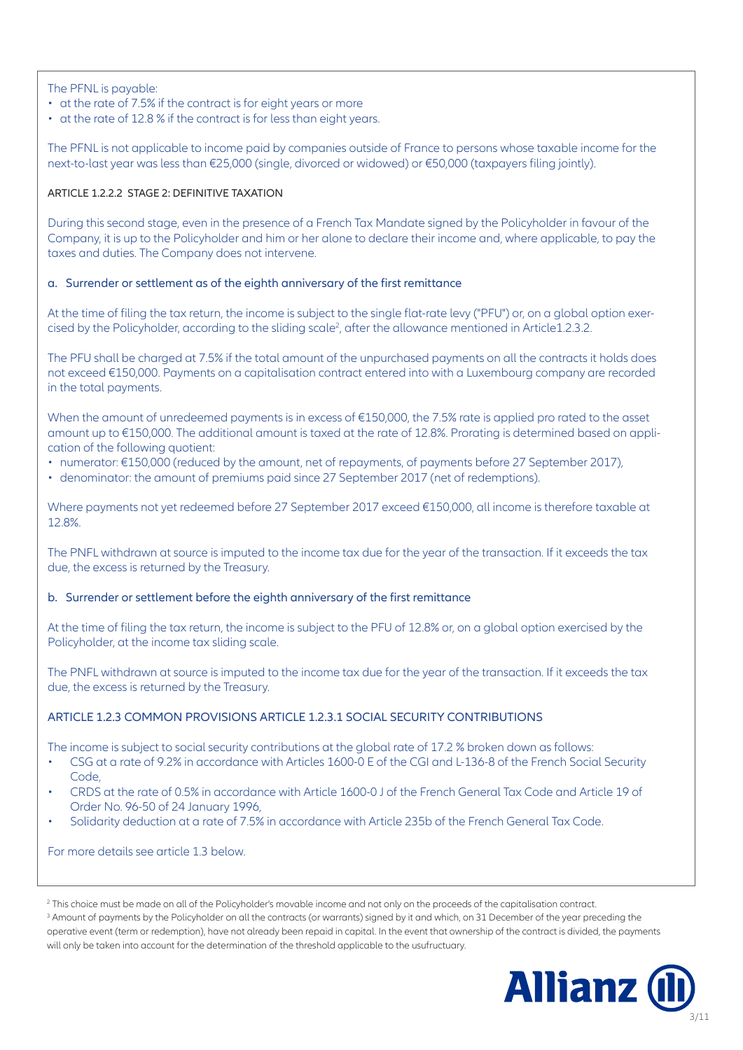The PFNL is payable:

- at the rate of 7.5% if the contract is for eight years or more
- at the rate of 12.8 % if the contract is for less than eight years.

The PFNL is not applicable to income paid by companies outside of France to persons whose taxable income for the next-to-last year was less than €25,000 (single, divorced or widowed) or €50,000 (taxpayers filing jointly).

### ARTICLE 1.2.2.2 STAGE 2: DEFINITIVE TAXATION

During this second stage, even in the presence of a French Tax Mandate signed by the Policyholder in favour of the Company, it is up to the Policyholder and him or her alone to declare their income and, where applicable, to pay the taxes and duties. The Company does not intervene.

#### a. Surrender or settlement as of the eighth anniversary of the first remittance

At the time of filing the tax return, the income is subject to the single flat-rate levy ("PFU") or, on a global option exercised by the Policyholder, according to the sliding scale[2], after the allowance mentioned in Article1.2.3.2.

The PFU shall be charged at 7.5% if the total amount of the unpurchased payments on all the contracts it holds does not exceed €150,000. Payments on a capitalisation contract entered into with a Luxembourg company are recorded in the total payments.

When the amount of unredeemed payments is in excess of €150,000, the 7.5% rate is applied pro rated to the asset amount up to €150,000. The additional amount is taxed at the rate of 12.8%. Prorating is determined based on application of the following quotient:

- numerator: €150,000 (reduced by the amount, net of repayments, of payments before 27 September 2017),
- denominator: the amount of premiums paid since 27 September 2017 (net of redemptions).

Where payments not yet redeemed before 27 September 2017 exceed €150,000, all income is therefore taxable at 12.8%.

The PNFL withdrawn at source is imputed to the income tax due for the year of the transaction. If it exceeds the tax due, the excess is returned by the Treasury.

#### b. Surrender or settlement before the eighth anniversary of the first remittance

At the time of filing the tax return, the income is subject to the PFU of 12.8% or, on a global option exercised by the Policyholder, at the income tax sliding scale.

The PNFL withdrawn at source is imputed to the income tax due for the year of the transaction. If it exceeds the tax due, the excess is returned by the Treasury.

### ARTICLE 1.2.3 COMMON PROVISIONS ARTICLE 1.2.3.1 SOCIAL SECURITY CONTRIBUTIONS

The income is subject to social security contributions at the global rate of 17.2 % broken down as follows:

- CSG at a rate of 9.2% in accordance with Articles 1600-0 E of the CGI and L-136-8 of the French Social Security Code,
- CRDS at the rate of 0.5% in accordance with Article 1600-0 J of the French General Tax Code and Article 19 of Order No. 96-50 of 24 January 1996,
- Solidarity deduction at a rate of 7.5% in accordance with Article 235b of the French General Tax Code.

For more details see article 1.3 below.

---

[2] This choice must be made on all of the Policyholder's movable income and not only on the proceeds of the capitalisation contract.

[3] Amount of payments by the Policyholder on all the contracts (or warrants) signed by it and which, on 31 December of the year preceding the operative event (term or redemption), have not already been repaid in capital. In the event that ownership of the contract is divided, the payments will only be taken into account for the determination of the threshold applicable to the usufructuary.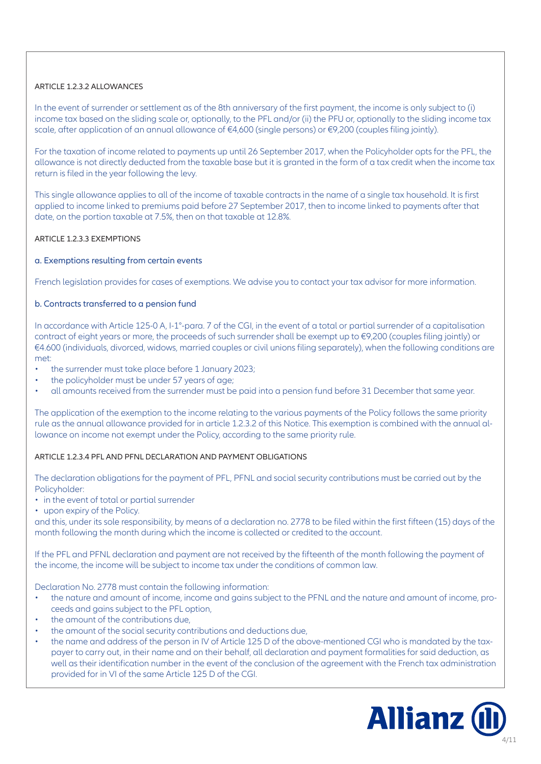#### ARTICLE 1.2.3.2 ALLOWANCES

In the event of surrender or settlement as of the 8th anniversary of the first payment, the income is only subject to (i) income tax based on the sliding scale or, optionally, to the PFL and/or (ii) the PFU or, optionally to the sliding income tax scale, after application of an annual allowance of €4,600 (single persons) or €9,200 (couples filing jointly).

For the taxation of income related to payments up until 26 September 2017, when the Policyholder opts for the PFL, the allowance is not directly deducted from the taxable base but it is granted in the form of a tax credit when the income tax return is filed in the year following the levy.

This single allowance applies to all of the income of taxable contracts in the name of a single tax household. It is first applied to income linked to premiums paid before 27 September 2017, then to income linked to payments after that date, on the portion taxable at 7.5%, then on that taxable at 12.8%.

#### ARTICLE 1.2.3.3 EXEMPTIONS

##### a. Exemptions resulting from certain events

French legislation provides for cases of exemptions. We advise you to contact your tax advisor for more information.

##### b. Contracts transferred to a pension fund

In accordance with Article 125-0 A, I-1°-para. 7 of the CGI, in the event of a total or partial surrender of a capitalisation contract of eight years or more, the proceeds of such surrender shall be exempt up to €9,200 (couples filing jointly) or €4.600 (individuals, divorced, widows, married couples or civil unions filing separately), when the following conditions are met:

- the surrender must take place before 1 January 2023;
- the policyholder must be under 57 years of age;
- all amounts received from the surrender must be paid into a pension fund before 31 December that same year.

The application of the exemption to the income relating to the various payments of the Policy follows the same priority rule as the annual allowance provided for in article 1.2.3.2 of this Notice. This exemption is combined with the annual allowance on income not exempt under the Policy, according to the same priority rule.

#### ARTICLE 1.2.3.4 PFL AND PFNL DECLARATION AND PAYMENT OBLIGATIONS

The declaration obligations for the payment of PFL, PFNL and social security contributions must be carried out by the Policyholder:

- in the event of total or partial surrender
- upon expiry of the Policy.

and this, under its sole responsibility, by means of a declaration no. 2778 to be filed within the first fifteen (15) days of the month following the month during which the income is collected or credited to the account.

If the PFL and PFNL declaration and payment are not received by the fifteenth of the month following the payment of the income, the income will be subject to income tax under the conditions of common law.

Declaration No. 2778 must contain the following information:

- the nature and amount of income, income and gains subject to the PFNL and the nature and amount of income, proceeds and gains subject to the PFL option,
- the amount of the contributions due,
- the amount of the social security contributions and deductions due,
- the name and address of the person in IV of Article 125 D of the above-mentioned CGI who is mandated by the taxpayer to carry out, in their name and on their behalf, all declaration and payment formalities for said deduction, as well as their identification number in the event of the conclusion of the agreement with the French tax administration provided for in VI of the same Article 125 D of the CGI.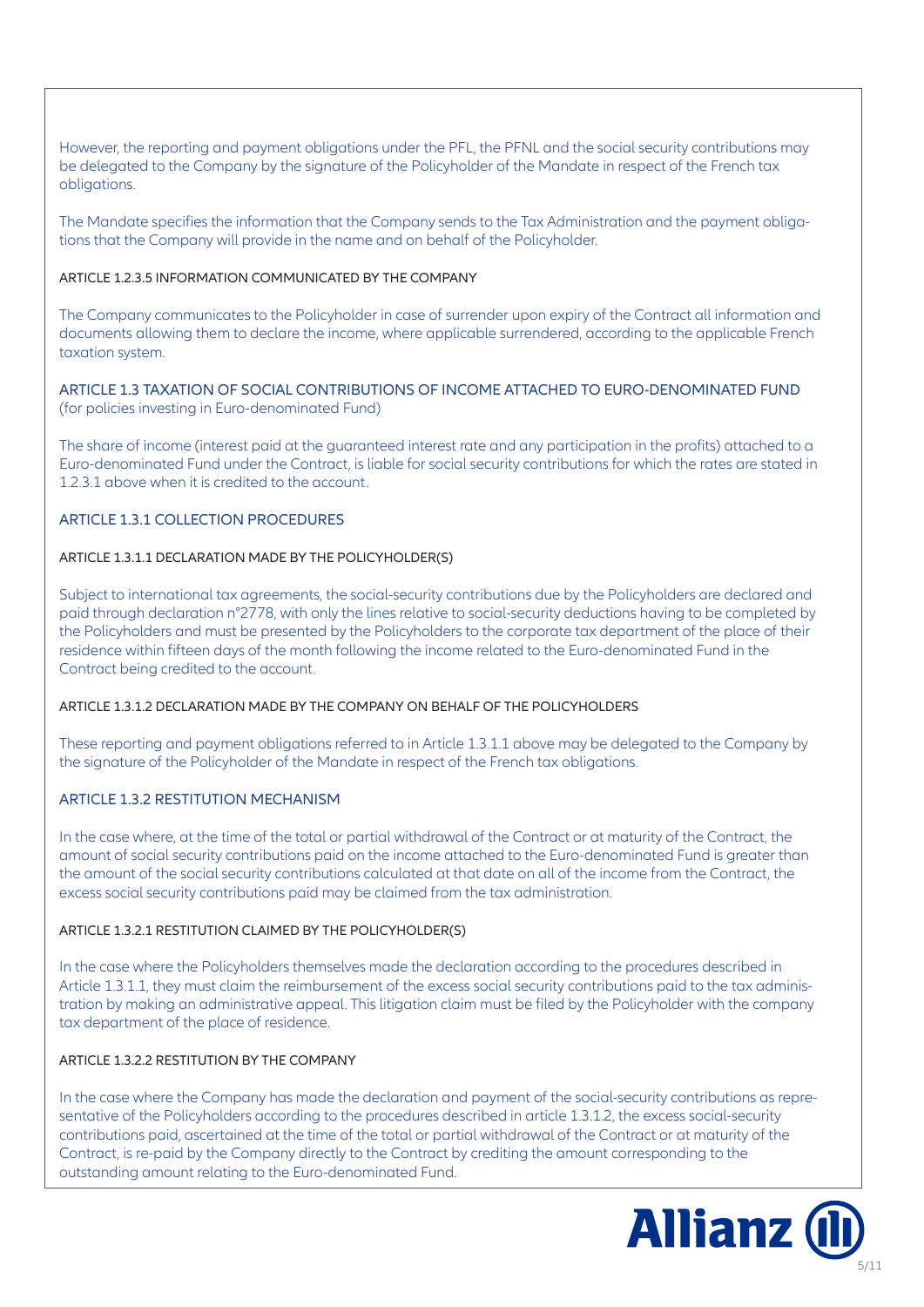However, the reporting and payment obligations under the PFL, the PFNL and the social security contributions may be delegated to the Company by the signature of the Policyholder of the Mandate in respect of the French tax obligations.

The Mandate specifies the information that the Company sends to the Tax Administration and the payment obligations that the Company will provide in the name and on behalf of the Policyholder.

#### ARTICLE 1.2.3.5 INFORMATION COMMUNICATED BY THE COMPANY

The Company communicates to the Policyholder in case of surrender upon expiry of the Contract all information and documents allowing them to declare the income, where applicable surrendered, according to the applicable French taxation system.

## ARTICLE 1.3 TAXATION OF SOCIAL CONTRIBUTIONS OF INCOME ATTACHED TO EURO-DENOMINATED FUND

(for policies investing in Euro-denominated Fund)

The share of income (interest paid at the guaranteed interest rate and any participation in the profits) attached to a Euro-denominated Fund under the Contract, is liable for social security contributions for which the rates are stated in 1.2.3.1 above when it is credited to the account.

### ARTICLE 1.3.1 COLLECTION PROCEDURES

#### ARTICLE 1.3.1.1 DECLARATION MADE BY THE POLICYHOLDER(S)

Subject to international tax agreements, the social-security contributions due by the Policyholders are declared and paid through declaration n°2778, with only the lines relative to social-security deductions having to be completed by the Policyholders and must be presented by the Policyholders to the corporate tax department of the place of their residence within fifteen days of the month following the income related to the Euro-denominated Fund in the Contract being credited to the account.

#### ARTICLE 1.3.1.2 DECLARATION MADE BY THE COMPANY ON BEHALF OF THE POLICYHOLDERS

These reporting and payment obligations referred to in Article 1.3.1.1 above may be delegated to the Company by the signature of the Policyholder of the Mandate in respect of the French tax obligations.

### ARTICLE 1.3.2 RESTITUTION MECHANISM

In the case where, at the time of the total or partial withdrawal of the Contract or at maturity of the Contract, the amount of social security contributions paid on the income attached to the Euro-denominated Fund is greater than the amount of the social security contributions calculated at that date on all of the income from the Contract, the excess social security contributions paid may be claimed from the tax administration.

#### ARTICLE 1.3.2.1 RESTITUTION CLAIMED BY THE POLICYHOLDER(S)

In the case where the Policyholders themselves made the declaration according to the procedures described in Article 1.3.1.1, they must claim the reimbursement of the excess social security contributions paid to the tax administration by making an administrative appeal. This litigation claim must be filed by the Policyholder with the company tax department of the place of residence.

#### ARTICLE 1.3.2.2 RESTITUTION BY THE COMPANY

In the case where the Company has made the declaration and payment of the social-security contributions as representative of the Policyholders according to the procedures described in article 1.3.1.2, the excess social-security contributions paid, ascertained at the time of the total or partial withdrawal of the Contract or at maturity of the Contract, is re-paid by the Company directly to the Contract by crediting the amount corresponding to the outstanding amount relating to the Euro-denominated Fund.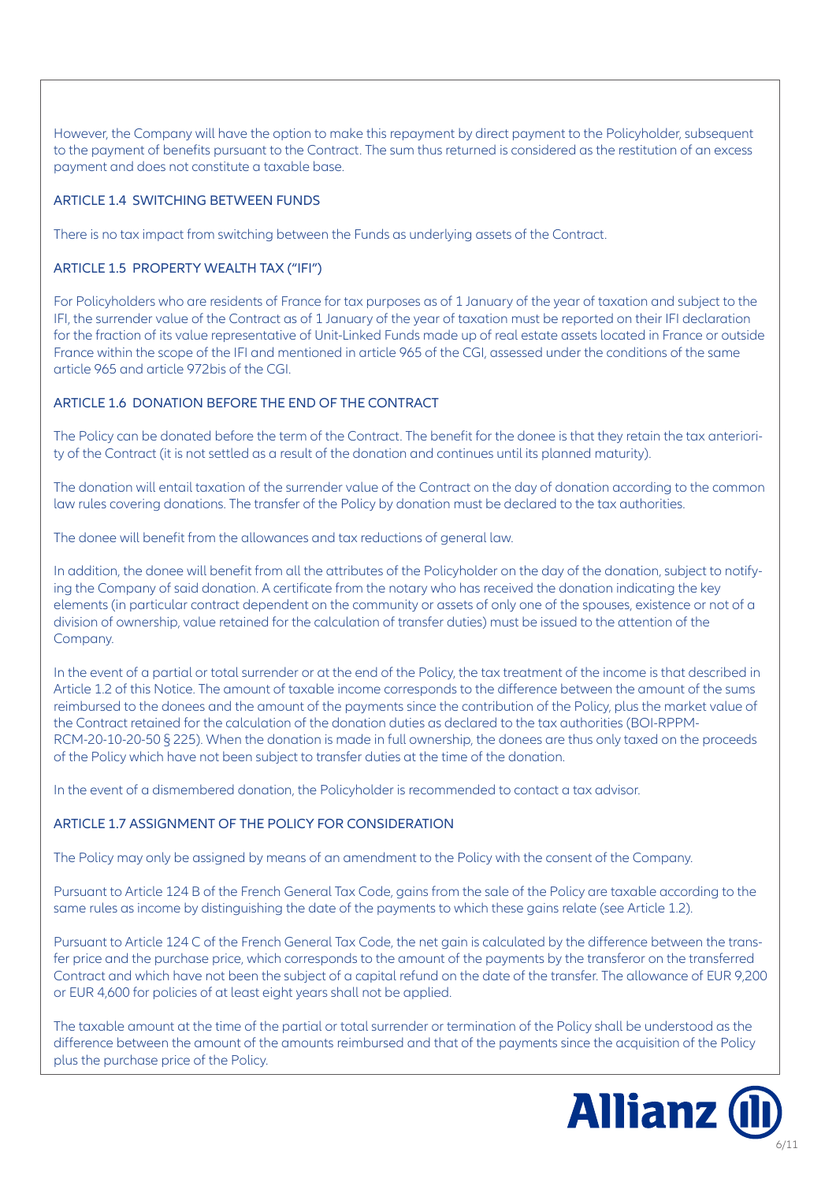However, the Company will have the option to make this repayment by direct payment to the Policyholder, subsequent to the payment of benefits pursuant to the Contract. The sum thus returned is considered as the restitution of an excess payment and does not constitute a taxable base.

### ARTICLE 1.4 SWITCHING BETWEEN FUNDS

There is no tax impact from switching between the Funds as underlying assets of the Contract.

### ARTICLE 1.5 PROPERTY WEALTH TAX ("IFI")

For Policyholders who are residents of France for tax purposes as of 1 January of the year of taxation and subject to the IFI, the surrender value of the Contract as of 1 January of the year of taxation must be reported on their IFI declaration for the fraction of its value representative of Unit-Linked Funds made up of real estate assets located in France or outside France within the scope of the IFI and mentioned in article 965 of the CGI, assessed under the conditions of the same article 965 and article 972bis of the CGI.

### ARTICLE 1.6 DONATION BEFORE THE END OF THE CONTRACT

The Policy can be donated before the term of the Contract. The benefit for the donee is that they retain the tax anteriority of the Contract (it is not settled as a result of the donation and continues until its planned maturity).

The donation will entail taxation of the surrender value of the Contract on the day of donation according to the common law rules covering donations. The transfer of the Policy by donation must be declared to the tax authorities.

The donee will benefit from the allowances and tax reductions of general law.

In addition, the donee will benefit from all the attributes of the Policyholder on the day of the donation, subject to notifying the Company of said donation. A certificate from the notary who has received the donation indicating the key elements (in particular contract dependent on the community or assets of only one of the spouses, existence or not of a division of ownership, value retained for the calculation of transfer duties) must be issued to the attention of the Company.

In the event of a partial or total surrender or at the end of the Policy, the tax treatment of the income is that described in Article 1.2 of this Notice. The amount of taxable income corresponds to the difference between the amount of the sums reimbursed to the donees and the amount of the payments since the contribution of the Policy, plus the market value of the Contract retained for the calculation of the donation duties as declared to the tax authorities (BOI-RPPM-RCM-20-10-20-50 § 225). When the donation is made in full ownership, the donees are thus only taxed on the proceeds of the Policy which have not been subject to transfer duties at the time of the donation.

In the event of a dismembered donation, the Policyholder is recommended to contact a tax advisor.

### ARTICLE 1.7 ASSIGNMENT OF THE POLICY FOR CONSIDERATION

The Policy may only be assigned by means of an amendment to the Policy with the consent of the Company.

Pursuant to Article 124 B of the French General Tax Code, gains from the sale of the Policy are taxable according to the same rules as income by distinguishing the date of the payments to which these gains relate (see Article 1.2).

Pursuant to Article 124 C of the French General Tax Code, the net gain is calculated by the difference between the transfer price and the purchase price, which corresponds to the amount of the payments by the transferor on the transferred Contract and which have not been the subject of a capital refund on the date of the transfer. The allowance of EUR 9,200 or EUR 4,600 for policies of at least eight years shall not be applied.

The taxable amount at the time of the partial or total surrender or termination of the Policy shall be understood as the difference between the amount of the amounts reimbursed and that of the payments since the acquisition of the Policy plus the purchase price of the Policy.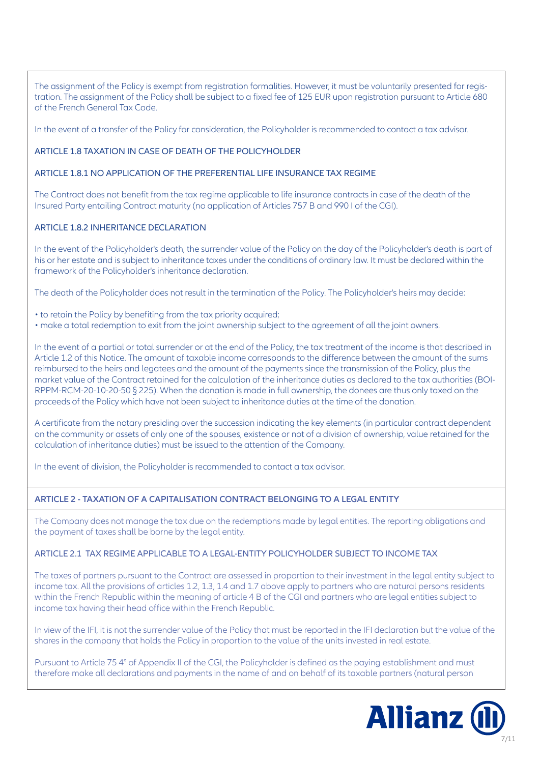The assignment of the Policy is exempt from registration formalities. However, it must be voluntarily presented for registration. The assignment of the Policy shall be subject to a fixed fee of 125 EUR upon registration pursuant to Article 680 of the French General Tax Code.

In the event of a transfer of the Policy for consideration, the Policyholder is recommended to contact a tax advisor.

### ARTICLE 1.8 TAXATION IN CASE OF DEATH OF THE POLICYHOLDER

#### ARTICLE 1.8.1 NO APPLICATION OF THE PREFERENTIAL LIFE INSURANCE TAX REGIME

The Contract does not benefit from the tax regime applicable to life insurance contracts in case of the death of the Insured Party entailing Contract maturity (no application of Articles 757 B and 990 I of the CGI).

#### ARTICLE 1.8.2 INHERITANCE DECLARATION

In the event of the Policyholder's death, the surrender value of the Policy on the day of the Policyholder's death is part of his or her estate and is subject to inheritance taxes under the conditions of ordinary law. It must be declared within the framework of the Policyholder's inheritance declaration.

The death of the Policyholder does not result in the termination of the Policy. The Policyholder's heirs may decide:

- to retain the Policy by benefiting from the tax priority acquired;
- make a total redemption to exit from the joint ownership subject to the agreement of all the joint owners.

In the event of a partial or total surrender or at the end of the Policy, the tax treatment of the income is that described in Article 1.2 of this Notice. The amount of taxable income corresponds to the difference between the amount of the sums reimbursed to the heirs and legatees and the amount of the payments since the transmission of the Policy, plus the market value of the Contract retained for the calculation of the inheritance duties as declared to the tax authorities (BOI-RPPM-RCM-20-10-20-50 § 225). When the donation is made in full ownership, the donees are thus only taxed on the proceeds of the Policy which have not been subject to inheritance duties at the time of the donation.

A certificate from the notary presiding over the succession indicating the key elements (in particular contract dependent on the community or assets of only one of the spouses, existence or not of a division of ownership, value retained for the calculation of inheritance duties) must be issued to the attention of the Company.

In the event of division, the Policyholder is recommended to contact a tax advisor.

## ARTICLE 2 - TAXATION OF A CAPITALISATION CONTRACT BELONGING TO A LEGAL ENTITY

The Company does not manage the tax due on the redemptions made by legal entities. The reporting obligations and the payment of taxes shall be borne by the legal entity.

### ARTICLE 2.1 TAX REGIME APPLICABLE TO A LEGAL-ENTITY POLICYHOLDER SUBJECT TO INCOME TAX

The taxes of partners pursuant to the Contract are assessed in proportion to their investment in the legal entity subject to income tax. All the provisions of articles 1.2, 1.3, 1.4 and 1.7 above apply to partners who are natural persons residents within the French Republic within the meaning of article 4 B of the CGI and partners who are legal entities subject to income tax having their head office within the French Republic.

In view of the IFI, it is not the surrender value of the Policy that must be reported in the IFI declaration but the value of the shares in the company that holds the Policy in proportion to the value of the units invested in real estate.

Pursuant to Article 75 4° of Appendix II of the CGI, the Policyholder is defined as the paying establishment and must therefore make all declarations and payments in the name of and on behalf of its taxable partners (natural person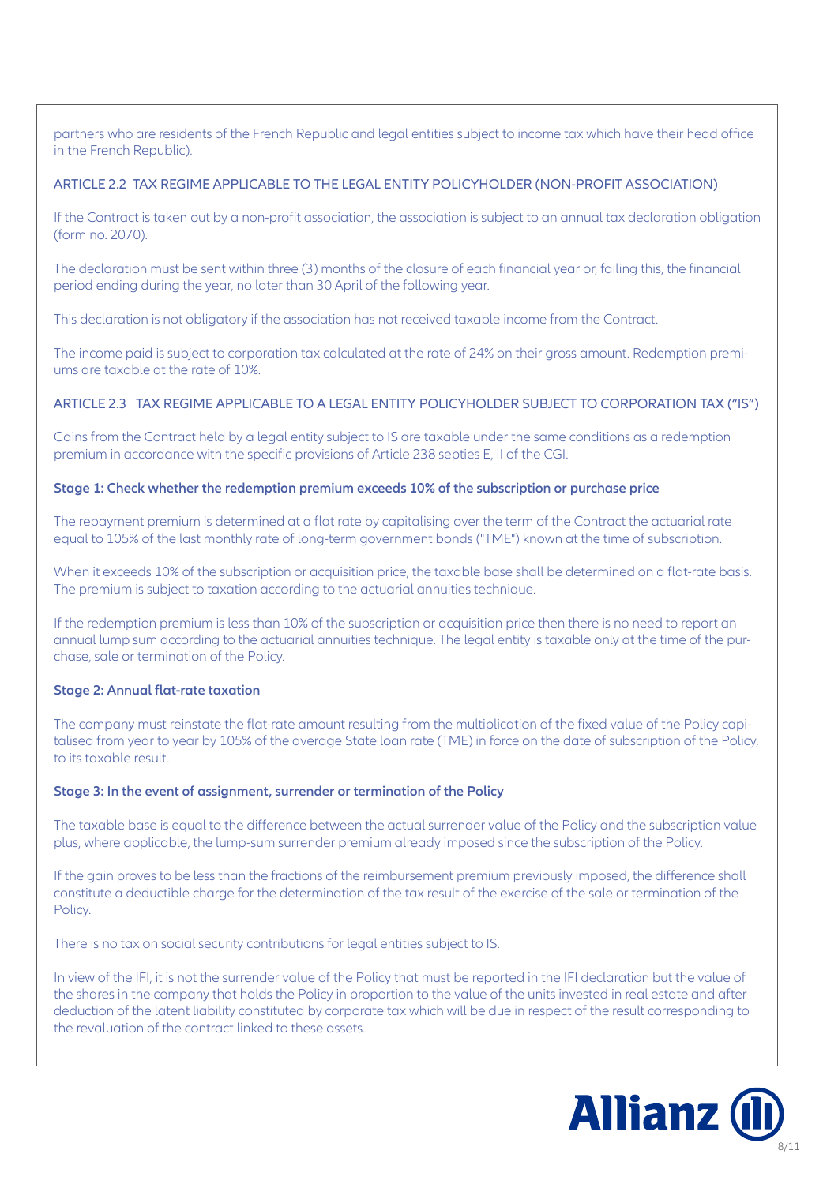partners who are residents of the French Republic and legal entities subject to income tax which have their head office in the French Republic).

## ARTICLE 2.2 TAX REGIME APPLICABLE TO THE LEGAL ENTITY POLICYHOLDER (NON-PROFIT ASSOCIATION)

If the Contract is taken out by a non-profit association, the association is subject to an annual tax declaration obligation (form no. 2070).

The declaration must be sent within three (3) months of the closure of each financial year or, failing this, the financial period ending during the year, no later than 30 April of the following year.

This declaration is not obligatory if the association has not received taxable income from the Contract.

The income paid is subject to corporation tax calculated at the rate of 24% on their gross amount. Redemption premiums are taxable at the rate of 10%.

## ARTICLE 2.3 TAX REGIME APPLICABLE TO A LEGAL ENTITY POLICYHOLDER SUBJECT TO CORPORATION TAX ("IS")

Gains from the Contract held by a legal entity subject to IS are taxable under the same conditions as a redemption premium in accordance with the specific provisions of Article 238 septies E, II of the CGI.

**Stage 1: Check whether the redemption premium exceeds 10% of the subscription or purchase price**

The repayment premium is determined at a flat rate by capitalising over the term of the Contract the actuarial rate equal to 105% of the last monthly rate of long-term government bonds ("TME") known at the time of subscription.

When it exceeds 10% of the subscription or acquisition price, the taxable base shall be determined on a flat-rate basis. The premium is subject to taxation according to the actuarial annuities technique.

If the redemption premium is less than 10% of the subscription or acquisition price then there is no need to report an annual lump sum according to the actuarial annuities technique. The legal entity is taxable only at the time of the purchase, sale or termination of the Policy.

**Stage 2: Annual flat-rate taxation**

The company must reinstate the flat-rate amount resulting from the multiplication of the fixed value of the Policy capitalised from year to year by 105% of the average State loan rate (TME) in force on the date of subscription of the Policy, to its taxable result.

**Stage 3: In the event of assignment, surrender or termination of the Policy**

The taxable base is equal to the difference between the actual surrender value of the Policy and the subscription value plus, where applicable, the lump-sum surrender premium already imposed since the subscription of the Policy.

If the gain proves to be less than the fractions of the reimbursement premium previously imposed, the difference shall constitute a deductible charge for the determination of the tax result of the exercise of the sale or termination of the Policy.

There is no tax on social security contributions for legal entities subject to IS.

In view of the IFI, it is not the surrender value of the Policy that must be reported in the IFI declaration but the value of the shares in the company that holds the Policy in proportion to the value of the units invested in real estate and after deduction of the latent liability constituted by corporate tax which will be due in respect of the result corresponding to the revaluation of the contract linked to these assets.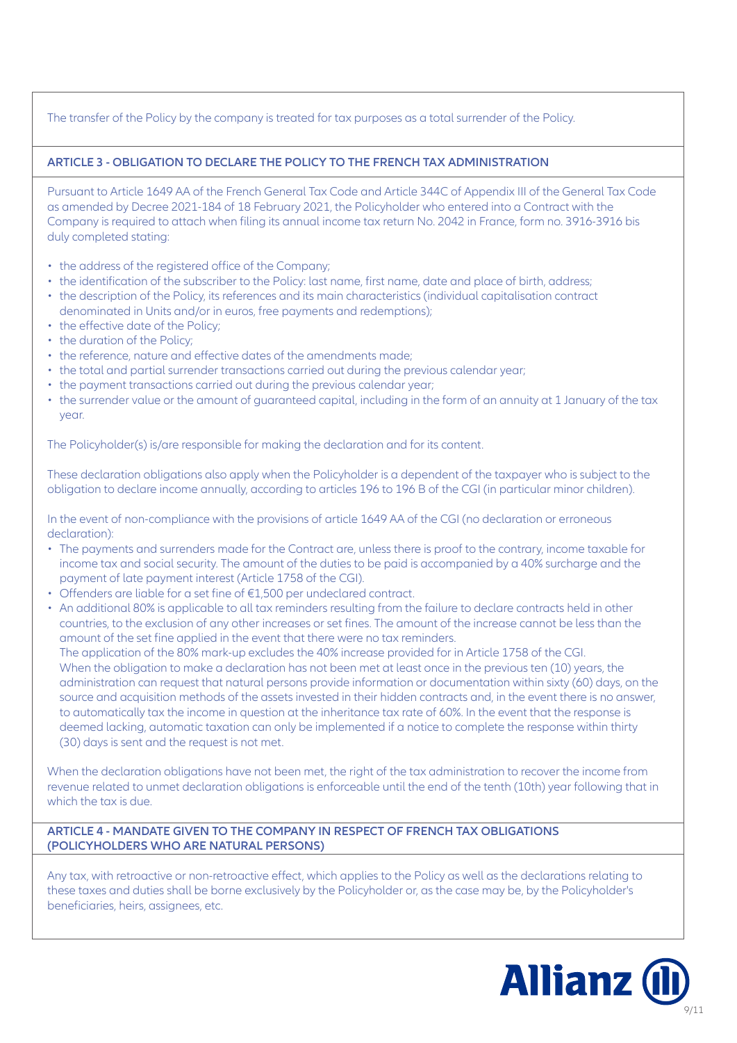The transfer of the Policy by the company is treated for tax purposes as a total surrender of the Policy.

## ARTICLE 3 - OBLIGATION TO DECLARE THE POLICY TO THE FRENCH TAX ADMINISTRATION

Pursuant to Article 1649 AA of the French General Tax Code and Article 344C of Appendix III of the General Tax Code as amended by Decree 2021-184 of 18 February 2021, the Policyholder who entered into a Contract with the Company is required to attach when filing its annual income tax return No. 2042 in France, form no. 3916-3916 bis duly completed stating:

- the address of the registered office of the Company;
- the identification of the subscriber to the Policy: last name, first name, date and place of birth, address;
- the description of the Policy, its references and its main characteristics (individual capitalisation contract denominated in Units and/or in euros, free payments and redemptions);
- the effective date of the Policy;
- the duration of the Policy;
- the reference, nature and effective dates of the amendments made;
- the total and partial surrender transactions carried out during the previous calendar year;
- the payment transactions carried out during the previous calendar year;
- the surrender value or the amount of guaranteed capital, including in the form of an annuity at 1 January of the tax year.

The Policyholder(s) is/are responsible for making the declaration and for its content.

These declaration obligations also apply when the Policyholder is a dependent of the taxpayer who is subject to the obligation to declare income annually, according to articles 196 to 196 B of the CGI (in particular minor children).

In the event of non-compliance with the provisions of article 1649 AA of the CGI (no declaration or erroneous declaration):

- The payments and surrenders made for the Contract are, unless there is proof to the contrary, income taxable for income tax and social security. The amount of the duties to be paid is accompanied by a 40% surcharge and the payment of late payment interest (Article 1758 of the CGI).
- Offenders are liable for a set fine of €1,500 per undeclared contract.
- An additional 80% is applicable to all tax reminders resulting from the failure to declare contracts held in other countries, to the exclusion of any other increases or set fines. The amount of the increase cannot be less than the amount of the set fine applied in the event that there were no tax reminders.
  The application of the 80% mark-up excludes the 40% increase provided for in Article 1758 of the CGI.
  When the obligation to make a declaration has not been met at least once in the previous ten (10) years, the administration can request that natural persons provide information or documentation within sixty (60) days, on the source and acquisition methods of the assets invested in their hidden contracts and, in the event there is no answer, to automatically tax the income in question at the inheritance tax rate of 60%. In the event that the response is deemed lacking, automatic taxation can only be implemented if a notice to complete the response within thirty (30) days is sent and the request is not met.

When the declaration obligations have not been met, the right of the tax administration to recover the income from revenue related to unmet declaration obligations is enforceable until the end of the tenth (10th) year following that in which the tax is due.

## ARTICLE 4 - MANDATE GIVEN TO THE COMPANY IN RESPECT OF FRENCH TAX OBLIGATIONS (POLICYHOLDERS WHO ARE NATURAL PERSONS)

Any tax, with retroactive or non-retroactive effect, which applies to the Policy as well as the declarations relating to these taxes and duties shall be borne exclusively by the Policyholder or, as the case may be, by the Policyholder's beneficiaries, heirs, assignees, etc.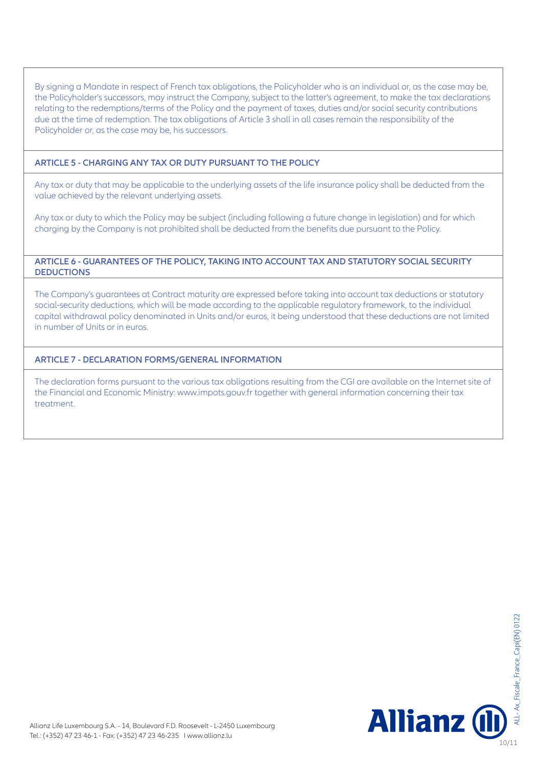By signing a Mandate in respect of French tax obligations, the Policyholder who is an individual or, as the case may be, the Policyholder's successors, may instruct the Company, subject to the latter's agreement, to make the tax declarations relating to the redemptions/terms of the Policy and the payment of taxes, duties and/or social security contributions due at the time of redemption. The tax obligations of Article 3 shall in all cases remain the responsibility of the Policyholder or, as the case may be, his successors.

## ARTICLE 5 - CHARGING ANY TAX OR DUTY PURSUANT TO THE POLICY

Any tax or duty that may be applicable to the underlying assets of the life insurance policy shall be deducted from the value achieved by the relevant underlying assets.

Any tax or duty to which the Policy may be subject (including following a future change in legislation) and for which charging by the Company is not prohibited shall be deducted from the benefits due pursuant to the Policy.

## ARTICLE 6 - GUARANTEES OF THE POLICY, TAKING INTO ACCOUNT TAX AND STATUTORY SOCIAL SECURITY DEDUCTIONS

The Company's guarantees at Contract maturity are expressed before taking into account tax deductions or statutory social-security deductions, which will be made according to the applicable regulatory framework, to the individual capital withdrawal policy denominated in Units and/or euros, it being understood that these deductions are not limited in number of Units or in euros.

## ARTICLE 7 - DECLARATION FORMS/GENERAL INFORMATION

The declaration forms pursuant to the various tax obligations resulting from the CGI are available on the Internet site of the Financial and Economic Ministry: www.impots.gouv.fr together with general information concerning their tax treatment.

Allianz Life Luxembourg S.A. - 14, Boulevard F.D. Roosevelt - L-2450 Luxembourg
Tel.: (+352) 47 23 46-1 - Fax: (+352) 47 23 46-235 I www.allianz.lu

ALL- Ax_Fiscale_France_Capi(EN) 0122